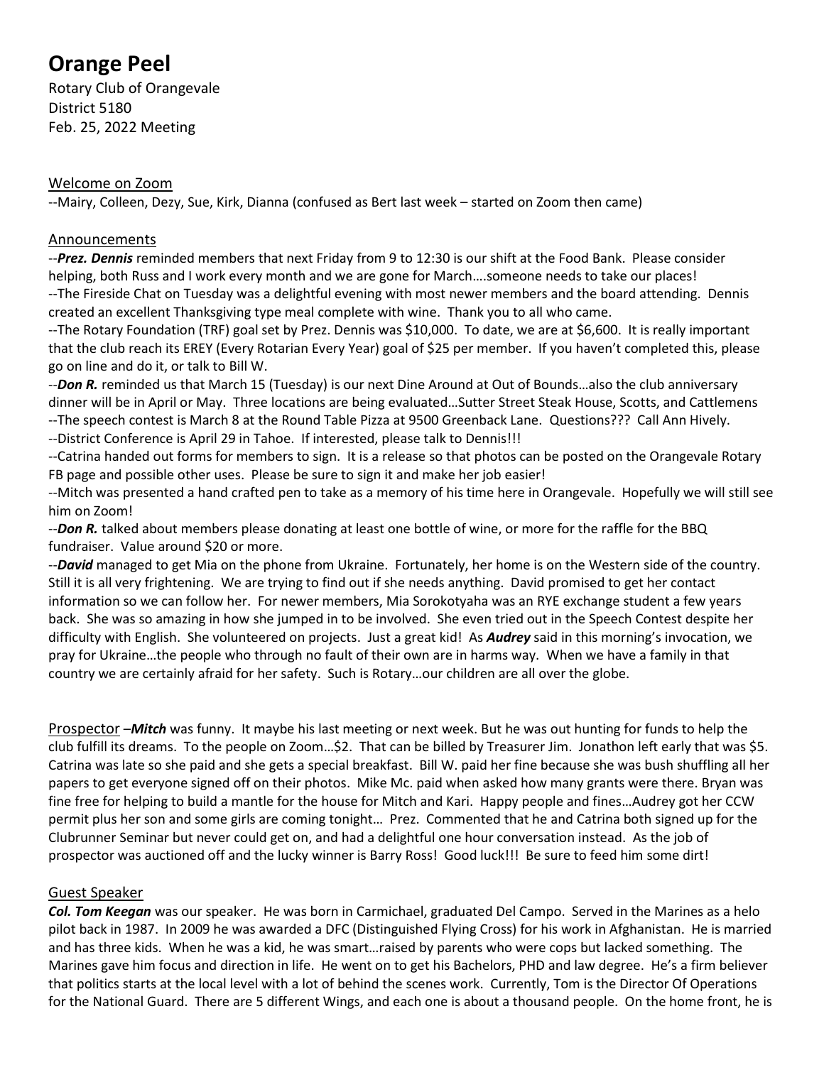# Orange Peel

Rotary Club of Orangevale
District 5180
Feb. 25, 2022 Meeting

## Welcome on Zoom

--Mairy, Colleen, Dezy, Sue, Kirk, Dianna (confused as Bert last week – started on Zoom then came)

## Announcements

--***Prez. Dennis*** reminded members that next Friday from 9 to 12:30 is our shift at the Food Bank. Please consider helping, both Russ and I work every month and we are gone for March….someone needs to take our places!

--The Fireside Chat on Tuesday was a delightful evening with most newer members and the board attending. Dennis created an excellent Thanksgiving type meal complete with wine. Thank you to all who came.

--The Rotary Foundation (TRF) goal set by Prez. Dennis was $10,000. To date, we are at $6,600. It is really important that the club reach its EREY (Every Rotarian Every Year) goal of $25 per member. If you haven't completed this, please go on line and do it, or talk to Bill W.

--***Don R.*** reminded us that March 15 (Tuesday) is our next Dine Around at Out of Bounds…also the club anniversary dinner will be in April or May. Three locations are being evaluated…Sutter Street Steak House, Scotts, and Cattlemens

--The speech contest is March 8 at the Round Table Pizza at 9500 Greenback Lane. Questions??? Call Ann Hively.

--District Conference is April 29 in Tahoe. If interested, please talk to Dennis!!!

--Catrina handed out forms for members to sign. It is a release so that photos can be posted on the Orangevale Rotary FB page and possible other uses. Please be sure to sign it and make her job easier!

--Mitch was presented a hand crafted pen to take as a memory of his time here in Orangevale. Hopefully we will still see him on Zoom!

--***Don R.*** talked about members please donating at least one bottle of wine, or more for the raffle for the BBQ fundraiser. Value around $20 or more.

--***David*** managed to get Mia on the phone from Ukraine. Fortunately, her home is on the Western side of the country. Still it is all very frightening. We are trying to find out if she needs anything. David promised to get her contact information so we can follow her. For newer members, Mia Sorokotyaha was an RYE exchange student a few years back. She was so amazing in how she jumped in to be involved. She even tried out in the Speech Contest despite her difficulty with English. She volunteered on projects. Just a great kid! As ***Audrey*** said in this morning's invocation, we pray for Ukraine…the people who through no fault of their own are in harms way. When we have a family in that country we are certainly afraid for her safety. Such is Rotary…our children are all over the globe.

## Prospector

–***Mitch*** was funny. It maybe his last meeting or next week. But he was out hunting for funds to help the club fulfill its dreams. To the people on Zoom…$2. That can be billed by Treasurer Jim. Jonathon left early that was $5. Catrina was late so she paid and she gets a special breakfast. Bill W. paid her fine because she was bush shuffling all her papers to get everyone signed off on their photos. Mike Mc. paid when asked how many grants were there. Bryan was fine free for helping to build a mantle for the house for Mitch and Kari. Happy people and fines…Audrey got her CCW permit plus her son and some girls are coming tonight… Prez. Commented that he and Catrina both signed up for the Clubrunner Seminar but never could get on, and had a delightful one hour conversation instead. As the job of prospector was auctioned off and the lucky winner is Barry Ross! Good luck!!! Be sure to feed him some dirt!

## Guest Speaker

***Col. Tom Keegan*** was our speaker. He was born in Carmichael, graduated Del Campo. Served in the Marines as a helo pilot back in 1987. In 2009 he was awarded a DFC (Distinguished Flying Cross) for his work in Afghanistan. He is married and has three kids. When he was a kid, he was smart…raised by parents who were cops but lacked something. The Marines gave him focus and direction in life. He went on to get his Bachelors, PHD and law degree. He's a firm believer that politics starts at the local level with a lot of behind the scenes work. Currently, Tom is the Director Of Operations for the National Guard. There are 5 different Wings, and each one is about a thousand people. On the home front, he is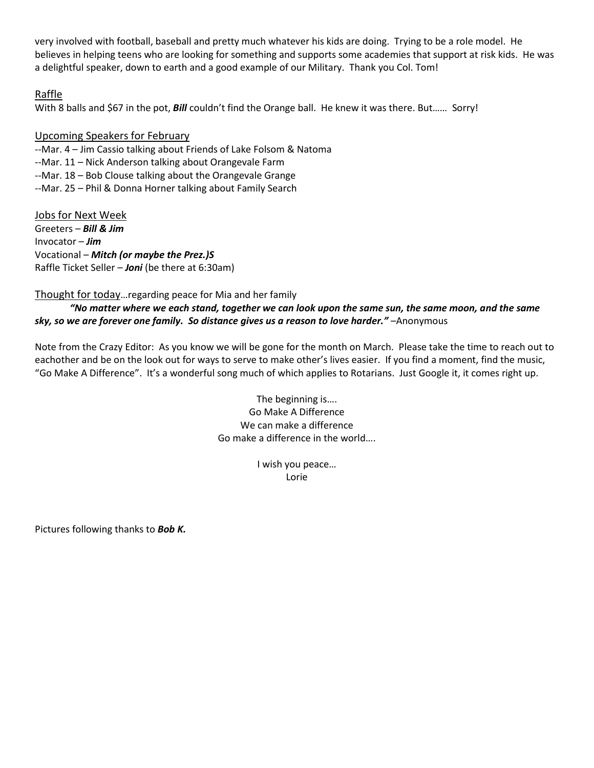very involved with football, baseball and pretty much whatever his kids are doing. Trying to be a role model. He believes in helping teens who are looking for something and supports some academies that support at risk kids. He was a delightful speaker, down to earth and a good example of our Military. Thank you Col. Tom!

## Raffle

With 8 balls and $67 in the pot, ***Bill*** couldn't find the Orange ball. He knew it was there. But…… Sorry!

## Upcoming Speakers for February

--Mar. 4 – Jim Cassio talking about Friends of Lake Folsom & Natoma
--Mar. 11 – Nick Anderson talking about Orangevale Farm
--Mar. 18 – Bob Clouse talking about the Orangevale Grange
--Mar. 25 – Phil & Donna Horner talking about Family Search

## Jobs for Next Week

Greeters – ***Bill & Jim***
Invocator – ***Jim***
Vocational – ***Mitch (or maybe the Prez.)S***
Raffle Ticket Seller – ***Joni*** (be there at 6:30am)

## Thought for today…regarding peace for Mia and her family

***"No matter where we each stand, together we can look upon the same sun, the same moon, and the same sky, so we are forever one family. So distance gives us a reason to love harder."*** –Anonymous

Note from the Crazy Editor: As you know we will be gone for the month on March. Please take the time to reach out to eachother and be on the look out for ways to serve to make other's lives easier. If you find a moment, find the music, "Go Make A Difference". It's a wonderful song much of which applies to Rotarians. Just Google it, it comes right up.

The beginning is….
Go Make A Difference
We can make a difference
Go make a difference in the world….

I wish you peace…
Lorie

Pictures following thanks to ***Bob K.***